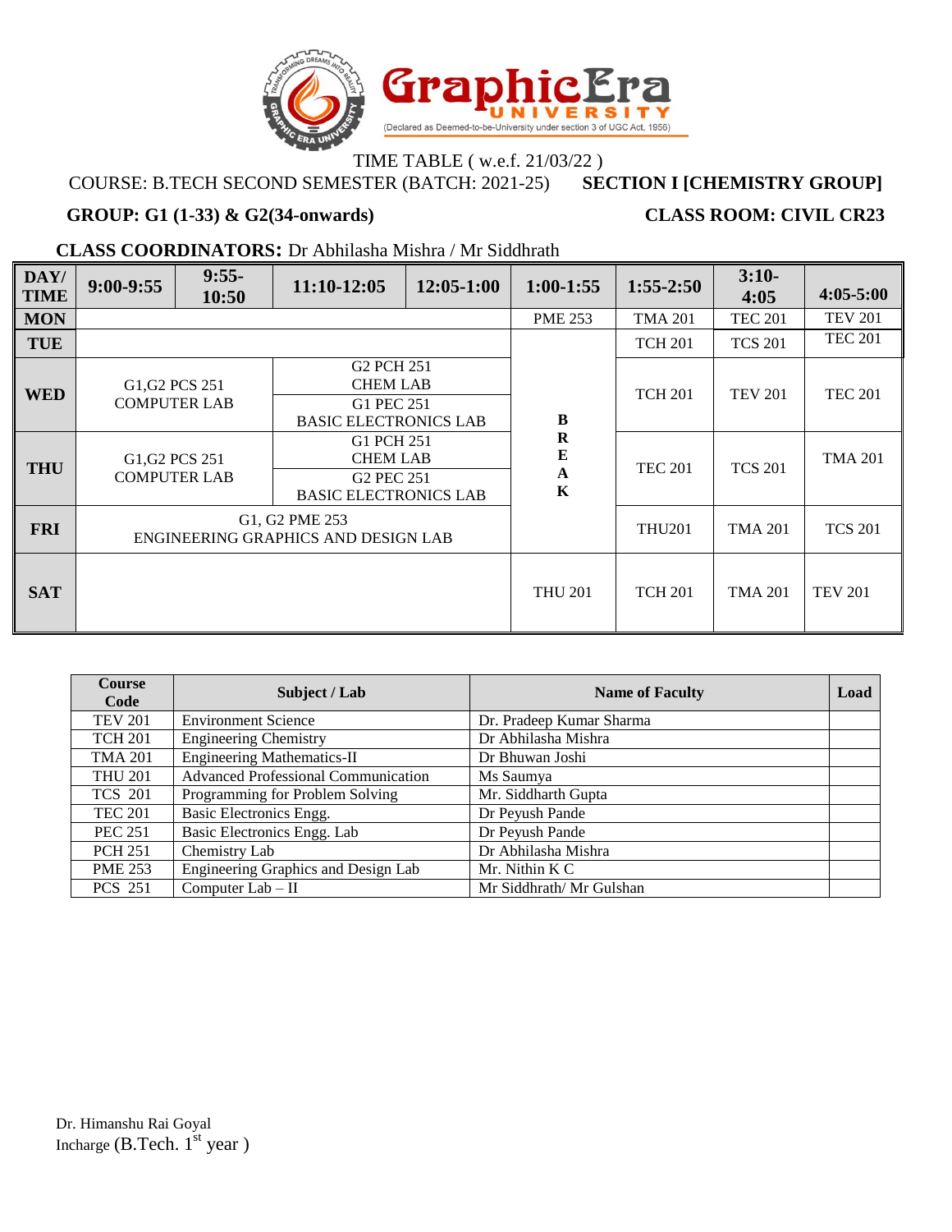# Graphic Era UNIVERSITY

(Declared as Deemed-to-be-University under section 3 of UGC Act, 1956)

TIME TABLE ( w.e.f. 21/03/22 )

COURSE: B.TECH SECOND SEMESTER (BATCH: 2021-25) **SECTION I [CHEMISTRY GROUP]**

**GROUP: G1 (1-33) & G2(34-onwards)** **CLASS ROOM: CIVIL CR23**

**CLASS COORDINATORS:** Dr Abhilasha Mishra / Mr Siddhrath

| DAY/ TIME | 9:00-9:55 | 9:55-10:50 | 11:10-12:05 | 12:05-1:00 | 1:00-1:55 | 1:55-2:50 | 3:10-4:05 | 4:05-5:00 |
|---|---|---|---|---|---|---|---|---|
| MON | | | | | PME 253 | TMA 201 | TEC 201 | TEV 201 |
| TUE | | | | | BREAK | TCH 201 | TCS 201 | TEC 201 |
| WED | G1,G2 PCS 251 COMPUTER LAB | | G2 PCH 251 CHEM LAB / G1 PEC 251 BASIC ELECTRONICS LAB | | BREAK | TCH 201 | TEV 201 | TEC 201 |
| THU | G1,G2 PCS 251 COMPUTER LAB | | G1 PCH 251 CHEM LAB / G2 PEC 251 BASIC ELECTRONICS LAB | | BREAK | TEC 201 | TCS 201 | TMA 201 |
| FRI | G1, G2 PME 253 ENGINEERING GRAPHICS AND DESIGN LAB | | | | BREAK | THU201 | TMA 201 | TCS 201 |
| SAT | | | | | THU 201 | TCH 201 | TMA 201 | TEV 201 |

| Course Code | Subject / Lab | Name of Faculty | Load |
|---|---|---|---|
| TEV 201 | Environment Science | Dr. Pradeep Kumar Sharma | |
| TCH 201 | Engineering Chemistry | Dr Abhilasha Mishra | |
| TMA 201 | Engineering Mathematics-II | Dr Bhuwan Joshi | |
| THU 201 | Advanced Professional Communication | Ms Saumya | |
| TCS 201 | Programming for Problem Solving | Mr. Siddharth Gupta | |
| TEC 201 | Basic Electronics Engg. | Dr Peyush Pande | |
| PEC 251 | Basic Electronics Engg. Lab | Dr Peyush Pande | |
| PCH 251 | Chemistry Lab | Dr Abhilasha Mishra | |
| PME 253 | Engineering Graphics and Design Lab | Mr. Nithin K C | |
| PCS 251 | Computer Lab – II | Mr Siddhrath/ Mr Gulshan | |

Dr. Himanshu Rai Goyal
Incharge (B.Tech. 1st year )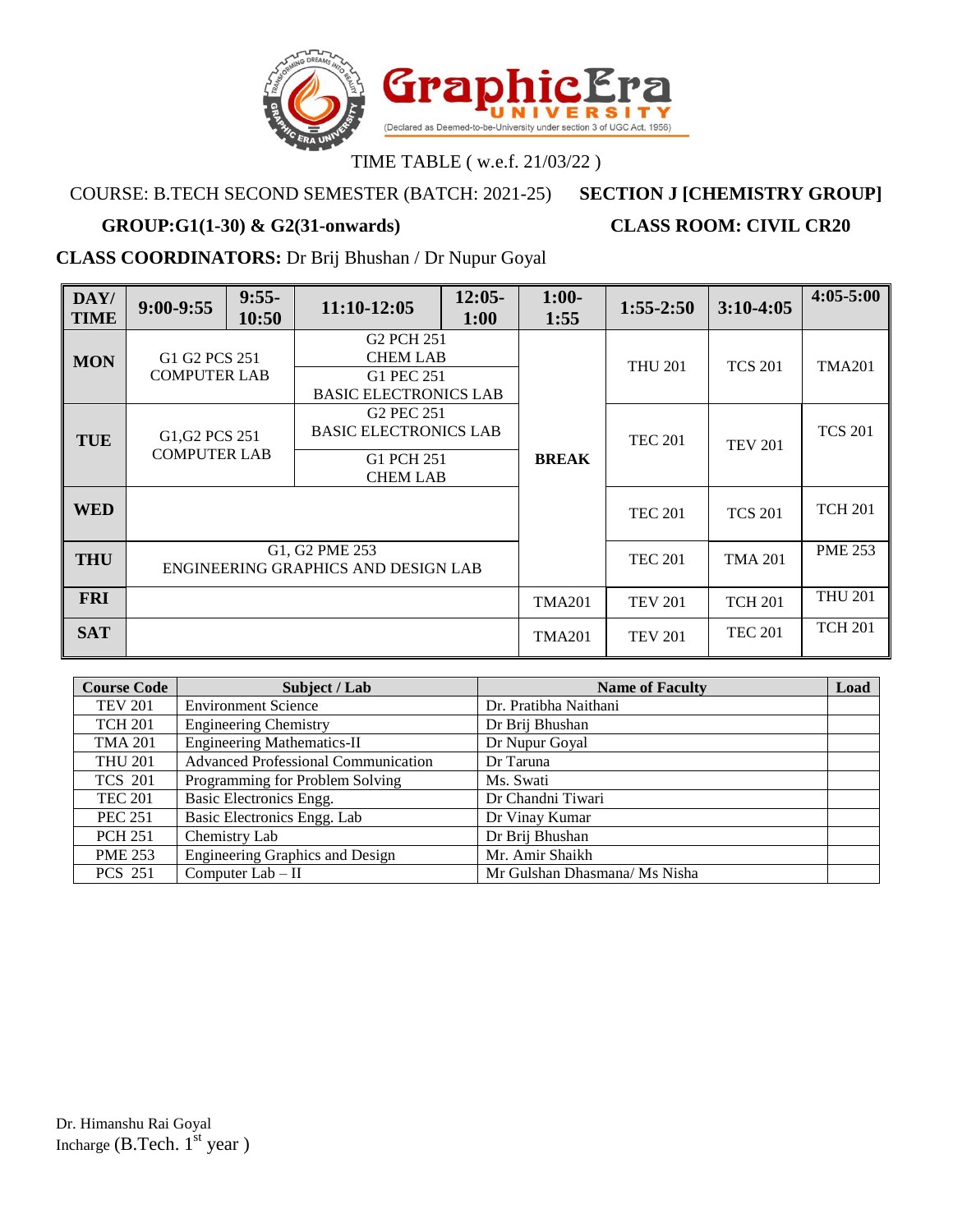TIME TABLE ( w.e.f. 21/03/22 )

COURSE: B.TECH SECOND SEMESTER (BATCH: 2021-25) **SECTION J [CHEMISTRY GROUP]**

**GROUP:G1(1-30) & G2(31-onwards)** **CLASS ROOM: CIVIL CR20**

**CLASS COORDINATORS:** Dr Brij Bhushan / Dr Nupur Goyal

| DAY/ TIME | 9:00-9:55 | 9:55-10:50 | 11:10-12:05 | 12:05-1:00 | 1:00-1:55 | 1:55-2:50 | 3:10-4:05 | 4:05-5:00 |
|---|---|---|---|---|---|---|---|---|
| MON | G1 G2 PCS 251 COMPUTER LAB | | G2 PCH 251 CHEM LAB / G1 PEC 251 BASIC ELECTRONICS LAB | | BREAK | THU 201 | TCS 201 | TMA201 |
| TUE | G1,G2 PCS 251 COMPUTER LAB | | G2 PEC 251 BASIC ELECTRONICS LAB / G1 PCH 251 CHEM LAB | | BREAK | TEC 201 | TEV 201 | TCS 201 |
| WED | | | | | BREAK | TEC 201 | TCS 201 | TCH 201 |
| THU | G1, G2 PME 253 ENGINEERING GRAPHICS AND DESIGN LAB | | | | BREAK | TEC 201 | TMA 201 | PME 253 |
| FRI | | | | | TMA201 | TEV 201 | TCH 201 | THU 201 |
| SAT | | | | | TMA201 | TEV 201 | TEC 201 | TCH 201 |

| Course Code | Subject / Lab | Name of Faculty | Load |
|---|---|---|---|
| TEV 201 | Environment Science | Dr. Pratibha Naithani | |
| TCH 201 | Engineering Chemistry | Dr Brij Bhushan | |
| TMA 201 | Engineering Mathematics-II | Dr Nupur Goyal | |
| THU 201 | Advanced Professional Communication | Dr Taruna | |
| TCS 201 | Programming for Problem Solving | Ms. Swati | |
| TEC 201 | Basic Electronics Engg. | Dr Chandni Tiwari | |
| PEC 251 | Basic Electronics Engg. Lab | Dr Vinay Kumar | |
| PCH 251 | Chemistry Lab | Dr Brij Bhushan | |
| PME 253 | Engineering Graphics and Design | Mr. Amir Shaikh | |
| PCS 251 | Computer Lab – II | Mr Gulshan Dhasmana/ Ms Nisha | |

Dr. Himanshu Rai Goyal
Incharge (B.Tech. 1st year )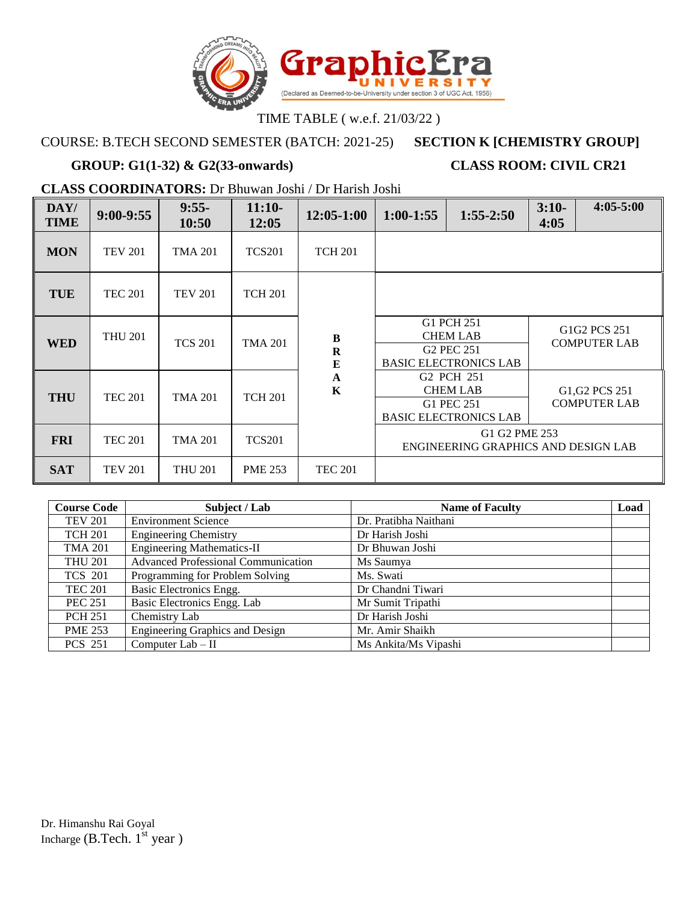# Graphic Era University

(Declared as Deemed-to-be-University under section 3 of UGC Act, 1956)

TIME TABLE ( w.e.f. 21/03/22 )

COURSE: B.TECH SECOND SEMESTER (BATCH: 2021-25) **SECTION K [CHEMISTRY GROUP]**

**GROUP: G1(1-32) & G2(33-onwards)** **CLASS ROOM: CIVIL CR21**

**CLASS COORDINATORS:** Dr Bhuwan Joshi / Dr Harish Joshi

| DAY/ TIME | 9:00-9:55 | 9:55-10:50 | 11:10-12:05 | 12:05-1:00 | 1:00-1:55 | 1:55-2:50 | 3:10-4:05 | 4:05-5:00 |
|---|---|---|---|---|---|---|---|---|
| **MON** | TEV 201 | TMA 201 | TCS201 | TCH 201 | | | | |
| **TUE** | TEC 201 | TEV 201 | TCH 201 | BREAK | | | | |
| **WED** | THU 201 | TCS 201 | TMA 201 | BREAK | G1 PCH 251 CHEM LAB / G2 PEC 251 BASIC ELECTRONICS LAB | | G1G2 PCS 251 COMPUTER LAB | |
| **THU** | TEC 201 | TMA 201 | TCH 201 | BREAK | G2 PCH 251 CHEM LAB / G1 PEC 251 BASIC ELECTRONICS LAB | | G1,G2 PCS 251 COMPUTER LAB | |
| **FRI** | TEC 201 | TMA 201 | TCS201 | BREAK | G1 G2 PME 253 ENGINEERING GRAPHICS AND DESIGN LAB | | | |
| **SAT** | TEV 201 | THU 201 | PME 253 | TEC 201 | | | | |

| Course Code | Subject / Lab | Name of Faculty | Load |
|---|---|---|---|
| TEV 201 | Environment Science | Dr. Pratibha Naithani | |
| TCH 201 | Engineering Chemistry | Dr Harish Joshi | |
| TMA 201 | Engineering Mathematics-II | Dr Bhuwan Joshi | |
| THU 201 | Advanced Professional Communication | Ms Saumya | |
| TCS 201 | Programming for Problem Solving | Ms. Swati | |
| TEC 201 | Basic Electronics Engg. | Dr Chandni Tiwari | |
| PEC 251 | Basic Electronics Engg. Lab | Mr Sumit Tripathi | |
| PCH 251 | Chemistry Lab | Dr Harish Joshi | |
| PME 253 | Engineering Graphics and Design | Mr. Amir Shaikh | |
| PCS 251 | Computer Lab – II | Ms Ankita/Ms Vipashi | |

Dr. Himanshu Rai Goyal
Incharge (B.Tech. 1st year )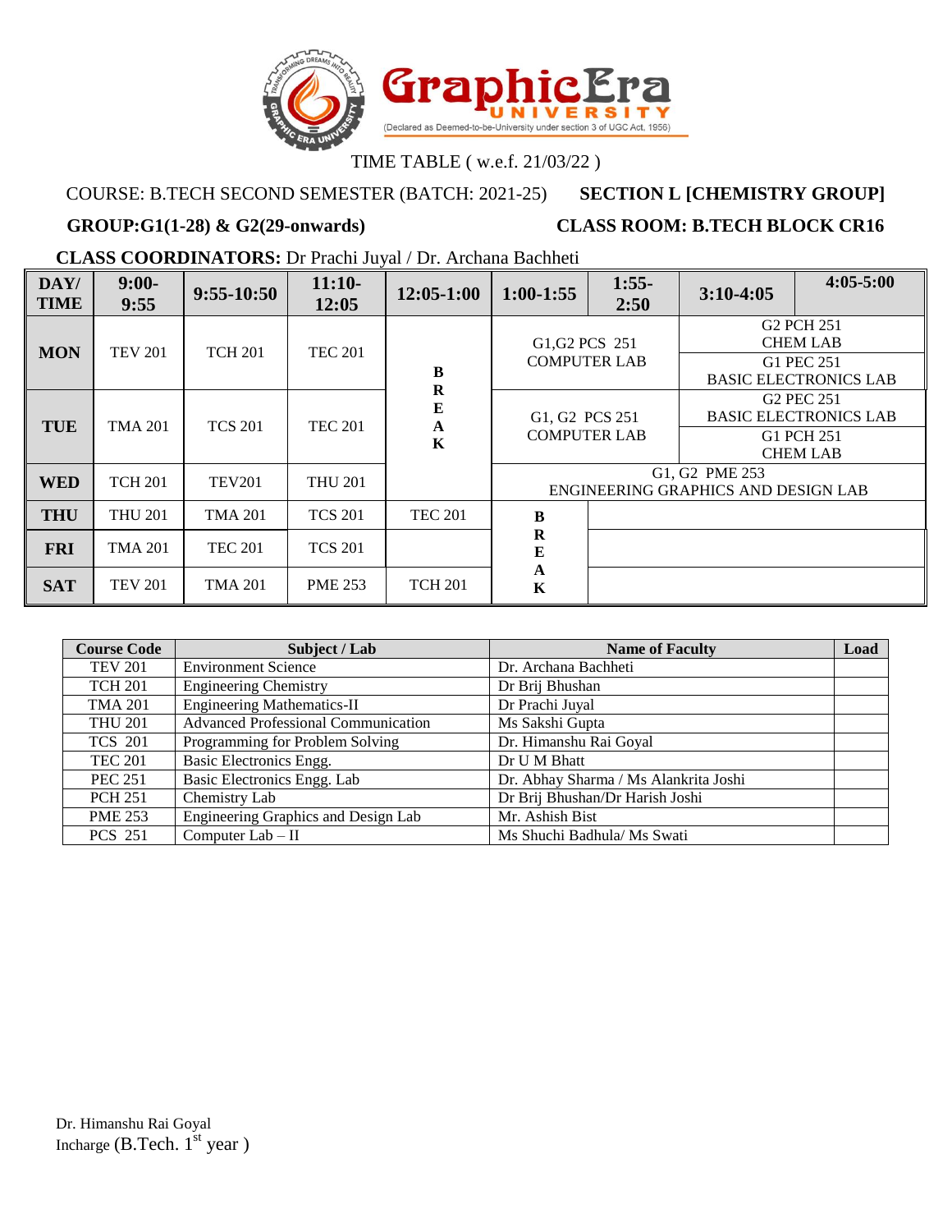GraphicEra UNIVERSITY (Declared as Deemed-to-be-University under section 3 of UGC Act, 1956)

TIME TABLE ( w.e.f. 21/03/22 )

COURSE: B.TECH SECOND SEMESTER (BATCH: 2021-25) **SECTION L [CHEMISTRY GROUP]**

**GROUP:G1(1-28) & G2(29-onwards)** **CLASS ROOM: B.TECH BLOCK CR16**

**CLASS COORDINATORS:** Dr Prachi Juyal / Dr. Archana Bachheti

| DAY/ TIME | 9:00-9:55 | 9:55-10:50 | 11:10-12:05 | 12:05-1:00 | 1:00-1:55 | 1:55-2:50 | 3:10-4:05 | 4:05-5:00 |
|---|---|---|---|---|---|---|---|---|
| **MON** | TEV 201 | TCH 201 | TEC 201 | BREAK | G1,G2 PCS 251 COMPUTER LAB | | G2 PCH 251 CHEM LAB / G1 PEC 251 BASIC ELECTRONICS LAB | |
| **TUE** | TMA 201 | TCS 201 | TEC 201 | BREAK | G1, G2 PCS 251 COMPUTER LAB | | G2 PEC 251 BASIC ELECTRONICS LAB / G1 PCH 251 CHEM LAB | |
| **WED** | TCH 201 | TEV201 | THU 201 | BREAK | G1, G2 PME 253 ENGINEERING GRAPHICS AND DESIGN LAB | | | |
| **THU** | THU 201 | TMA 201 | TCS 201 | TEC 201 | BREAK | | | |
| **FRI** | TMA 201 | TEC 201 | TCS 201 | | BREAK | | | |
| **SAT** | TEV 201 | TMA 201 | PME 253 | TCH 201 | BREAK | | | |

| Course Code | Subject / Lab | Name of Faculty | Load |
|---|---|---|---|
| TEV 201 | Environment Science | Dr. Archana Bachheti | |
| TCH 201 | Engineering Chemistry | Dr Brij Bhushan | |
| TMA 201 | Engineering Mathematics-II | Dr Prachi Juyal | |
| THU 201 | Advanced Professional Communication | Ms Sakshi Gupta | |
| TCS 201 | Programming for Problem Solving | Dr. Himanshu Rai Goyal | |
| TEC 201 | Basic Electronics Engg. | Dr U M Bhatt | |
| PEC 251 | Basic Electronics Engg. Lab | Dr. Abhay Sharma / Ms Alankrita Joshi | |
| PCH 251 | Chemistry Lab | Dr Brij Bhushan/Dr Harish Joshi | |
| PME 253 | Engineering Graphics and Design Lab | Mr. Ashish Bist | |
| PCS 251 | Computer Lab – II | Ms Shuchi Badhula/ Ms Swati | |

Dr. Himanshu Rai Goyal
Incharge (B.Tech. 1st year )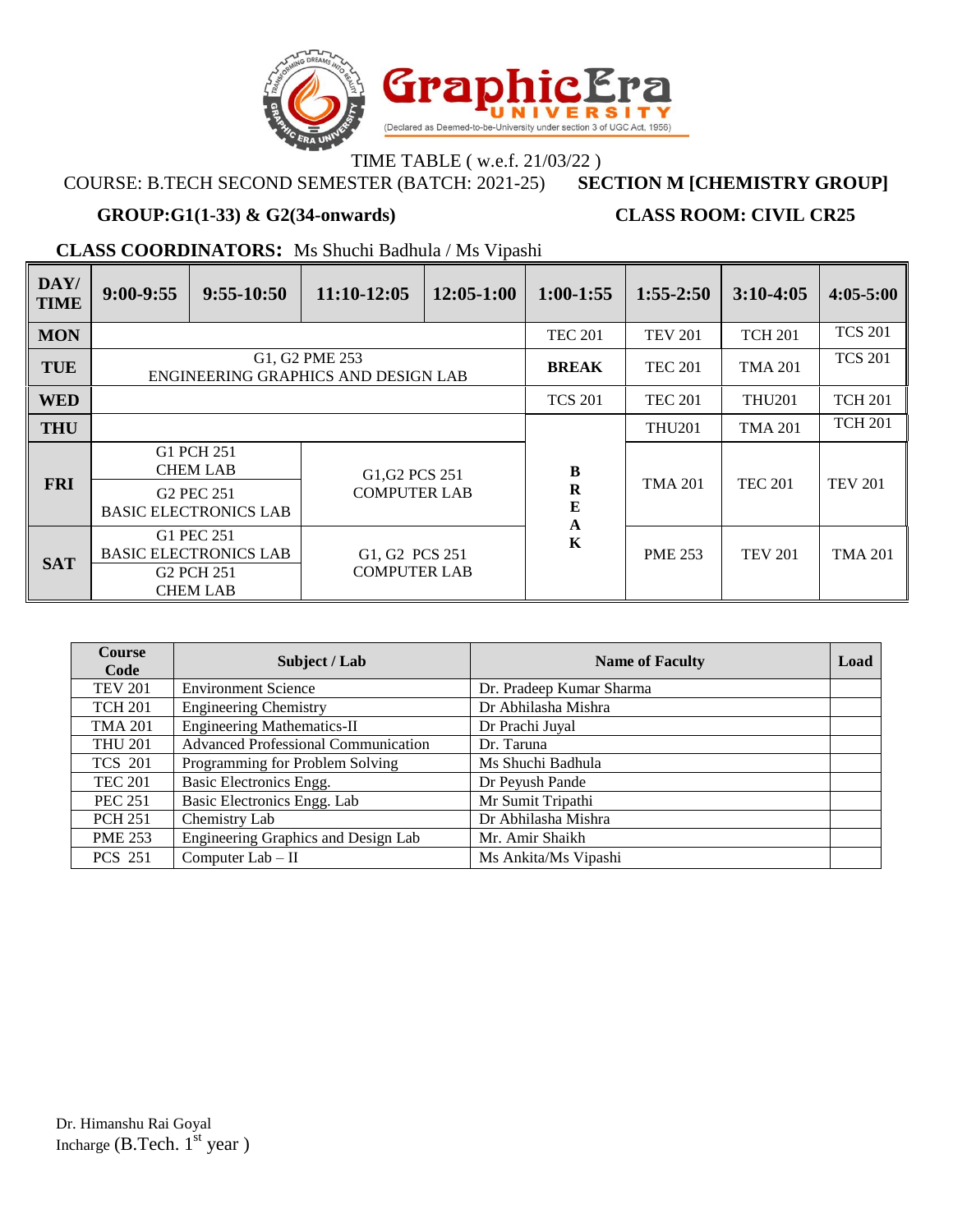GraphicEra UNIVERSITY
(Declared as Deemed-to-be-University under section 3 of UGC Act, 1956)

TIME TABLE ( w.e.f. 21/03/22 )

COURSE: B.TECH SECOND SEMESTER (BATCH: 2021-25) **SECTION M [CHEMISTRY GROUP]**

**GROUP:G1(1-33) & G2(34-onwards)** **CLASS ROOM: CIVIL CR25**

**CLASS COORDINATORS:** Ms Shuchi Badhula / Ms Vipashi

| DAY/ TIME | 9:00-9:55 | 9:55-10:50 | 11:10-12:05 | 12:05-1:00 | 1:00-1:55 | 1:55-2:50 | 3:10-4:05 | 4:05-5:00 |
|---|---|---|---|---|---|---|---|---|
| MON | | | | | TEC 201 | TEV 201 | TCH 201 | TCS 201 |
| TUE | G1, G2 PME 253 ENGINEERING GRAPHICS AND DESIGN LAB | | | | BREAK | TEC 201 | TMA 201 | TCS 201 |
| WED | | | | | TCS 201 | TEC 201 | THU201 | TCH 201 |
| THU | | | | | BREAK | THU201 | TMA 201 | TCH 201 |
| FRI | G1 PCH 251 CHEM LAB / G2 PEC 251 BASIC ELECTRONICS LAB | | G1,G2 PCS 251 COMPUTER LAB | | BREAK | TMA 201 | TEC 201 | TEV 201 |
| SAT | G1 PEC 251 BASIC ELECTRONICS LAB / G2 PCH 251 CHEM LAB | | G1, G2 PCS 251 COMPUTER LAB | | BREAK | PME 253 | TEV 201 | TMA 201 |

| Course Code | Subject / Lab | Name of Faculty | Load |
|---|---|---|---|
| TEV 201 | Environment Science | Dr. Pradeep Kumar Sharma | |
| TCH 201 | Engineering Chemistry | Dr Abhilasha Mishra | |
| TMA 201 | Engineering Mathematics-II | Dr Prachi Juyal | |
| THU 201 | Advanced Professional Communication | Dr. Taruna | |
| TCS 201 | Programming for Problem Solving | Ms Shuchi Badhula | |
| TEC 201 | Basic Electronics Engg. | Dr Peyush Pande | |
| PEC 251 | Basic Electronics Engg. Lab | Mr Sumit Tripathi | |
| PCH 251 | Chemistry Lab | Dr Abhilasha Mishra | |
| PME 253 | Engineering Graphics and Design Lab | Mr. Amir Shaikh | |
| PCS 251 | Computer Lab – II | Ms Ankita/Ms Vipashi | |

Dr. Himanshu Rai Goyal
Incharge (B.Tech. 1st year )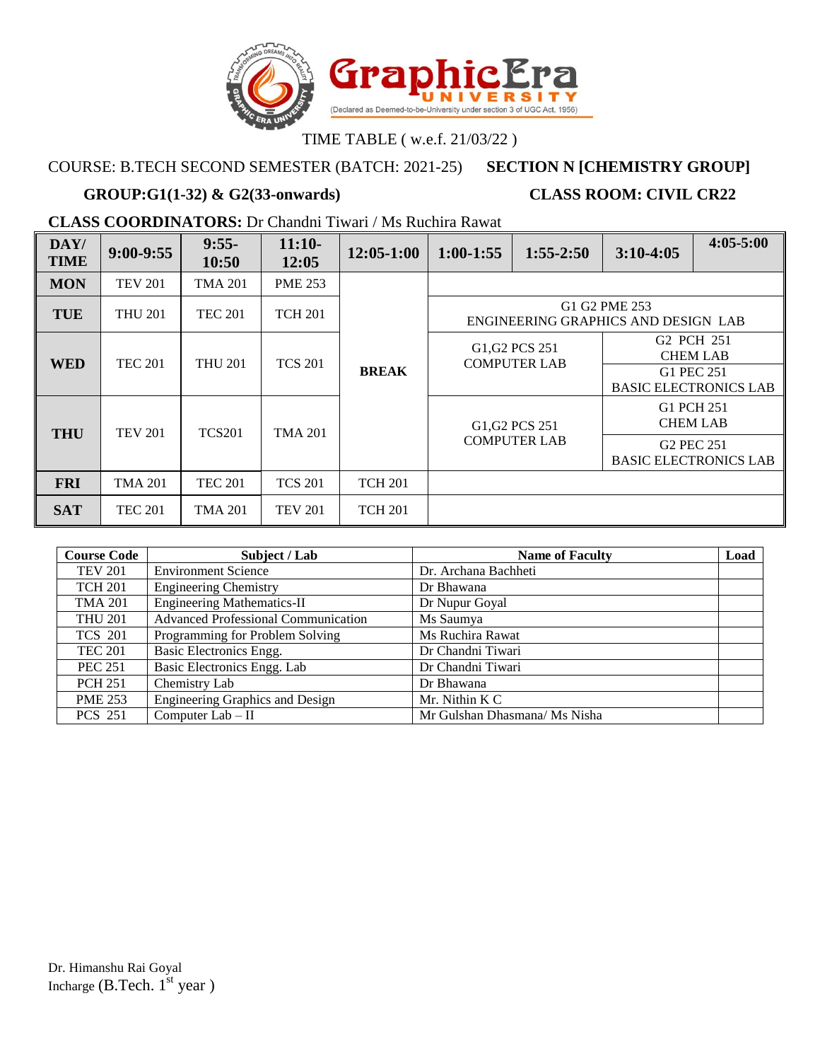GraphicEra UNIVERSITY (Declared as Deemed-to-be-University under section 3 of UGC Act, 1956)

TIME TABLE ( w.e.f. 21/03/22 )

COURSE: B.TECH SECOND SEMESTER (BATCH: 2021-25) **SECTION N [CHEMISTRY GROUP]**

**GROUP:G1(1-32) & G2(33-onwards)** **CLASS ROOM: CIVIL CR22**

**CLASS COORDINATORS:** Dr Chandni Tiwari / Ms Ruchira Rawat

| DAY/ TIME | 9:00-9:55 | 9:55-10:50 | 11:10-12:05 | 12:05-1:00 | 1:00-1:55 | 1:55-2:50 | 3:10-4:05 | 4:05-5:00 |
|---|---|---|---|---|---|---|---|---|
| **MON** | TEV 201 | TMA 201 | PME 253 | BREAK | | | | |
| **TUE** | THU 201 | TEC 201 | TCH 201 | BREAK | G1 G2 PME 253 ENGINEERING GRAPHICS AND DESIGN LAB | | | |
| **WED** | TEC 201 | THU 201 | TCS 201 | BREAK | G1,G2 PCS 251 COMPUTER LAB | | G2 PCH 251 CHEM LAB / G1 PEC 251 BASIC ELECTRONICS LAB | |
| **THU** | TEV 201 | TCS201 | TMA 201 | BREAK | G1,G2 PCS 251 COMPUTER LAB | | G1 PCH 251 CHEM LAB / G2 PEC 251 BASIC ELECTRONICS LAB | |
| **FRI** | TMA 201 | TEC 201 | TCS 201 | TCH 201 | | | | |
| **SAT** | TEC 201 | TMA 201 | TEV 201 | TCH 201 | | | | |

| Course Code | Subject / Lab | Name of Faculty | Load |
|---|---|---|---|
| TEV 201 | Environment Science | Dr. Archana Bachheti | |
| TCH 201 | Engineering Chemistry | Dr Bhawana | |
| TMA 201 | Engineering Mathematics-II | Dr Nupur Goyal | |
| THU 201 | Advanced Professional Communication | Ms Saumya | |
| TCS 201 | Programming for Problem Solving | Ms Ruchira Rawat | |
| TEC 201 | Basic Electronics Engg. | Dr Chandni Tiwari | |
| PEC 251 | Basic Electronics Engg. Lab | Dr Chandni Tiwari | |
| PCH 251 | Chemistry Lab | Dr Bhawana | |
| PME 253 | Engineering Graphics and Design | Mr. Nithin K C | |
| PCS 251 | Computer Lab – II | Mr Gulshan Dhasmana/ Ms Nisha | |

Dr. Himanshu Rai Goyal
Incharge (B.Tech. 1st year )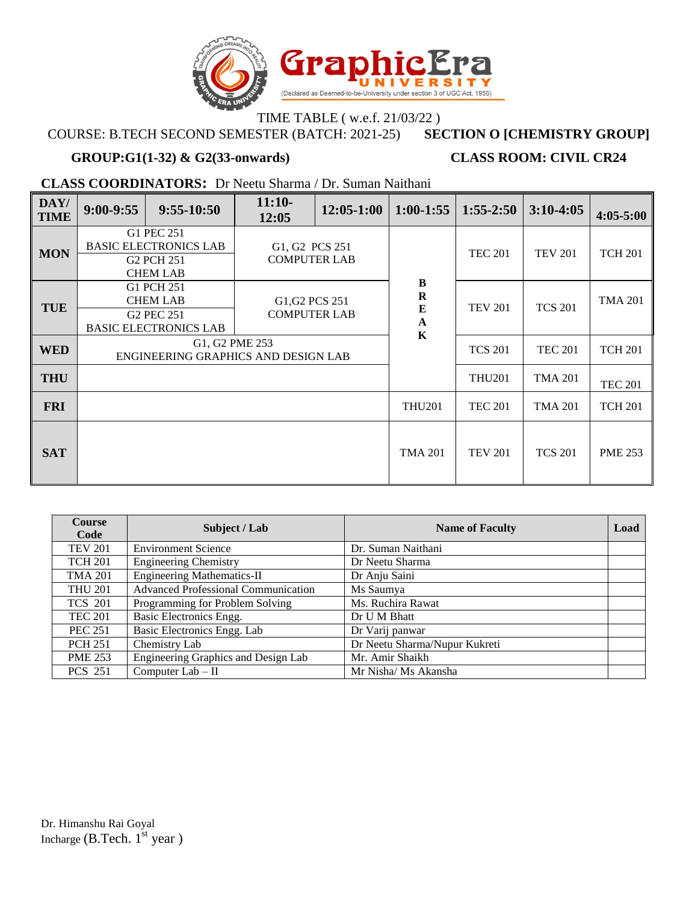TIME TABLE ( w.e.f. 21/03/22 )

COURSE: B.TECH SECOND SEMESTER (BATCH: 2021-25) **SECTION O [CHEMISTRY GROUP]**

**GROUP:G1(1-32) & G2(33-onwards)** **CLASS ROOM: CIVIL CR24**

**CLASS COORDINATORS:** Dr Neetu Sharma / Dr. Suman Naithani

| DAY/ TIME | 9:00-9:55 | 9:55-10:50 | 11:10-12:05 | 12:05-1:00 | 1:00-1:55 | 1:55-2:50 | 3:10-4:05 | 4:05-5:00 |
|---|---|---|---|---|---|---|---|---|
| MON | G1 PEC 251 BASIC ELECTRONICS LAB / G2 PCH 251 CHEM LAB | | G1, G2 PCS 251 COMPUTER LAB | | BREAK | TEC 201 | TEV 201 | TCH 201 |
| TUE | G1 PCH 251 CHEM LAB / G2 PEC 251 BASIC ELECTRONICS LAB | | G1,G2 PCS 251 COMPUTER LAB | | BREAK | TEV 201 | TCS 201 | TMA 201 |
| WED | G1, G2 PME 253 ENGINEERING GRAPHICS AND DESIGN LAB | | | | BREAK | TCS 201 | TEC 201 | TCH 201 |
| THU | | | | | BREAK | THU201 | TMA 201 | TEC 201 |
| FRI | | | | | THU201 | TEC 201 | TMA 201 | TCH 201 |
| SAT | | | | | TMA 201 | TEV 201 | TCS 201 | PME 253 |

| Course Code | Subject / Lab | Name of Faculty | Load |
|---|---|---|---|
| TEV 201 | Environment Science | Dr. Suman Naithani | |
| TCH 201 | Engineering Chemistry | Dr Neetu Sharma | |
| TMA 201 | Engineering Mathematics-II | Dr Anju Saini | |
| THU 201 | Advanced Professional Communication | Ms Saumya | |
| TCS 201 | Programming for Problem Solving | Ms. Ruchira Rawat | |
| TEC 201 | Basic Electronics Engg. | Dr U M Bhatt | |
| PEC 251 | Basic Electronics Engg. Lab | Dr Varij panwar | |
| PCH 251 | Chemistry Lab | Dr Neetu Sharma/Nupur Kukreti | |
| PME 253 | Engineering Graphics and Design Lab | Mr. Amir Shaikh | |
| PCS 251 | Computer Lab – II | Mr Nisha/ Ms Akansha | |

Dr. Himanshu Rai Goyal
Incharge (B.Tech. 1st year )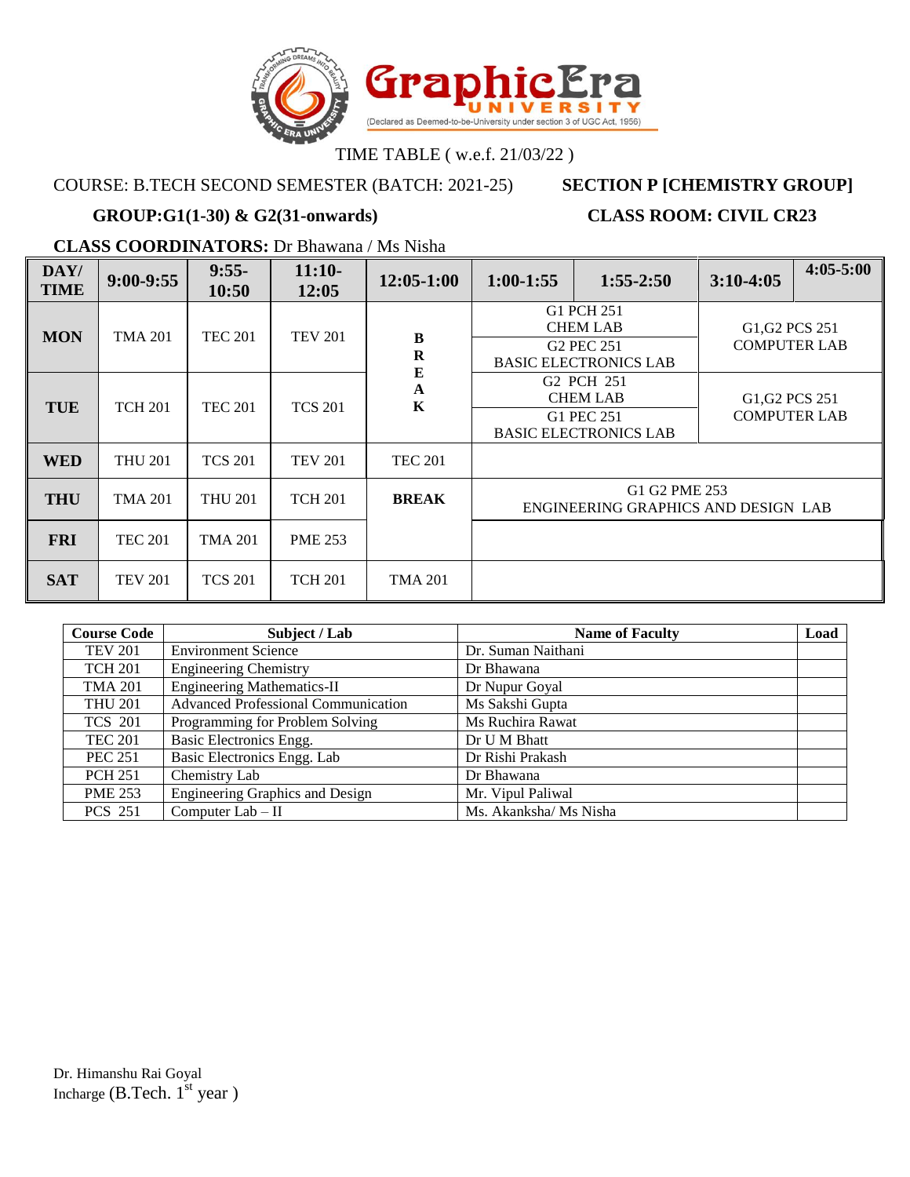TIME TABLE ( w.e.f. 21/03/22 )

COURSE: B.TECH SECOND SEMESTER (BATCH: 2021-25) **SECTION P [CHEMISTRY GROUP]**

**GROUP:G1(1-30) & G2(31-onwards)** **CLASS ROOM: CIVIL CR23**

**CLASS COORDINATORS:** Dr Bhawana / Ms Nisha

| DAY/ TIME | 9:00-9:55 | 9:55-10:50 | 11:10-12:05 | 12:05-1:00 | 1:00-1:55 | 1:55-2:50 | 3:10-4:05 | 4:05-5:00 |
|---|---|---|---|---|---|---|---|---|
| **MON** | TMA 201 | TEC 201 | TEV 201 | BREAK | G1 PCH 251 CHEM LAB / G2 PEC 251 BASIC ELECTRONICS LAB | | G1,G2 PCS 251 COMPUTER LAB | |
| **TUE** | TCH 201 | TEC 201 | TCS 201 | BREAK | G2 PCH 251 CHEM LAB / G1 PEC 251 BASIC ELECTRONICS LAB | | G1,G2 PCS 251 COMPUTER LAB | |
| **WED** | THU 201 | TCS 201 | TEV 201 | TEC 201 | | | | |
| **THU** | TMA 201 | THU 201 | TCH 201 | **BREAK** | G1 G2 PME 253 ENGINEERING GRAPHICS AND DESIGN LAB | | | |
| **FRI** | TEC 201 | TMA 201 | PME 253 | | | | | |
| **SAT** | TEV 201 | TCS 201 | TCH 201 | TMA 201 | | | | |

| Course Code | Subject / Lab | Name of Faculty | Load |
|---|---|---|---|
| TEV 201 | Environment Science | Dr. Suman Naithani | |
| TCH 201 | Engineering Chemistry | Dr Bhawana | |
| TMA 201 | Engineering Mathematics-II | Dr Nupur Goyal | |
| THU 201 | Advanced Professional Communication | Ms Sakshi Gupta | |
| TCS 201 | Programming for Problem Solving | Ms Ruchira Rawat | |
| TEC 201 | Basic Electronics Engg. | Dr U M Bhatt | |
| PEC 251 | Basic Electronics Engg. Lab | Dr Rishi Prakash | |
| PCH 251 | Chemistry Lab | Dr Bhawana | |
| PME 253 | Engineering Graphics and Design | Mr. Vipul Paliwal | |
| PCS 251 | Computer Lab – II | Ms. Akanksha/ Ms Nisha | |

Dr. Himanshu Rai Goyal
Incharge (B.Tech. 1st year )